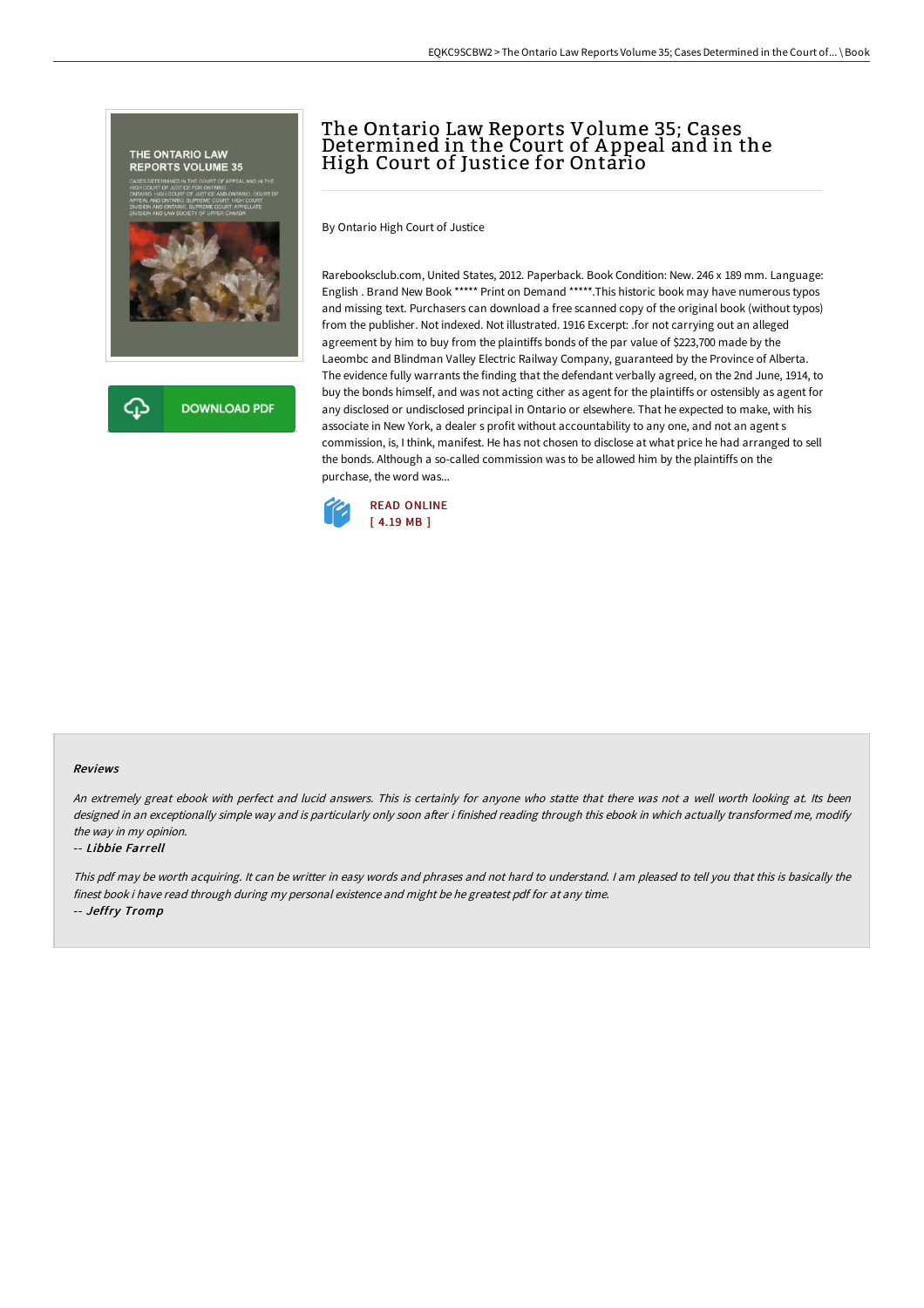# The Ontario Law Reports Volume 35; Cases Determined in the Court of Appeal and in the High Court of Justice for Ontario

By Ontario High Court of Justice

Rarebooksclub.com, United States, 2012. Paperback. Book Condition: New. 246 x 189 mm. Language: English . Brand New Book ***** Print on Demand *****.This historic book may have numerous typos and missing text. Purchasers can download a free scanned copy of the original book (without typos) from the publisher. Not indexed. Not illustrated. 1916 Excerpt: .for not carrying out an alleged agreement by him to buy from the plaintiffs bonds of the par value of $223,700 made by the Laeombc and Blindman Valley Electric Railway Company, guaranteed by the Province of Alberta. The evidence fully warrants the finding that the defendant verbally agreed, on the 2nd June, 1914, to buy the bonds himself, and was not acting cither as agent for the plaintiffs or ostensibly as agent for any disclosed or undisclosed principal in Ontario or elsewhere. That he expected to make, with his associate in New York, a dealer s profit without accountability to any one, and not an agent s commission, is, I think, manifest. He has not chosen to disclose at what price he had arranged to sell the bonds. Although a so-called commission was to be allowed him by the plaintiffs on the purchase, the word was...

READ ONLINE
[ 4.19 MB ]

### Reviews

*An extremely great ebook with perfect and lucid answers. This is certainly for anyone who statte that there was not a well worth looking at. Its been designed in an exceptionally simple way and is particularly only soon after i finished reading through this ebook in which actually transformed me, modify the way in my opinion.*

-- ***Libbie Farrell***

*This pdf may be worth acquiring. It can be writter in easy words and phrases and not hard to understand. I am pleased to tell you that this is basically the finest book i have read through during my personal existence and might be he greatest pdf for at any time.*

-- ***Jeffry Tromp***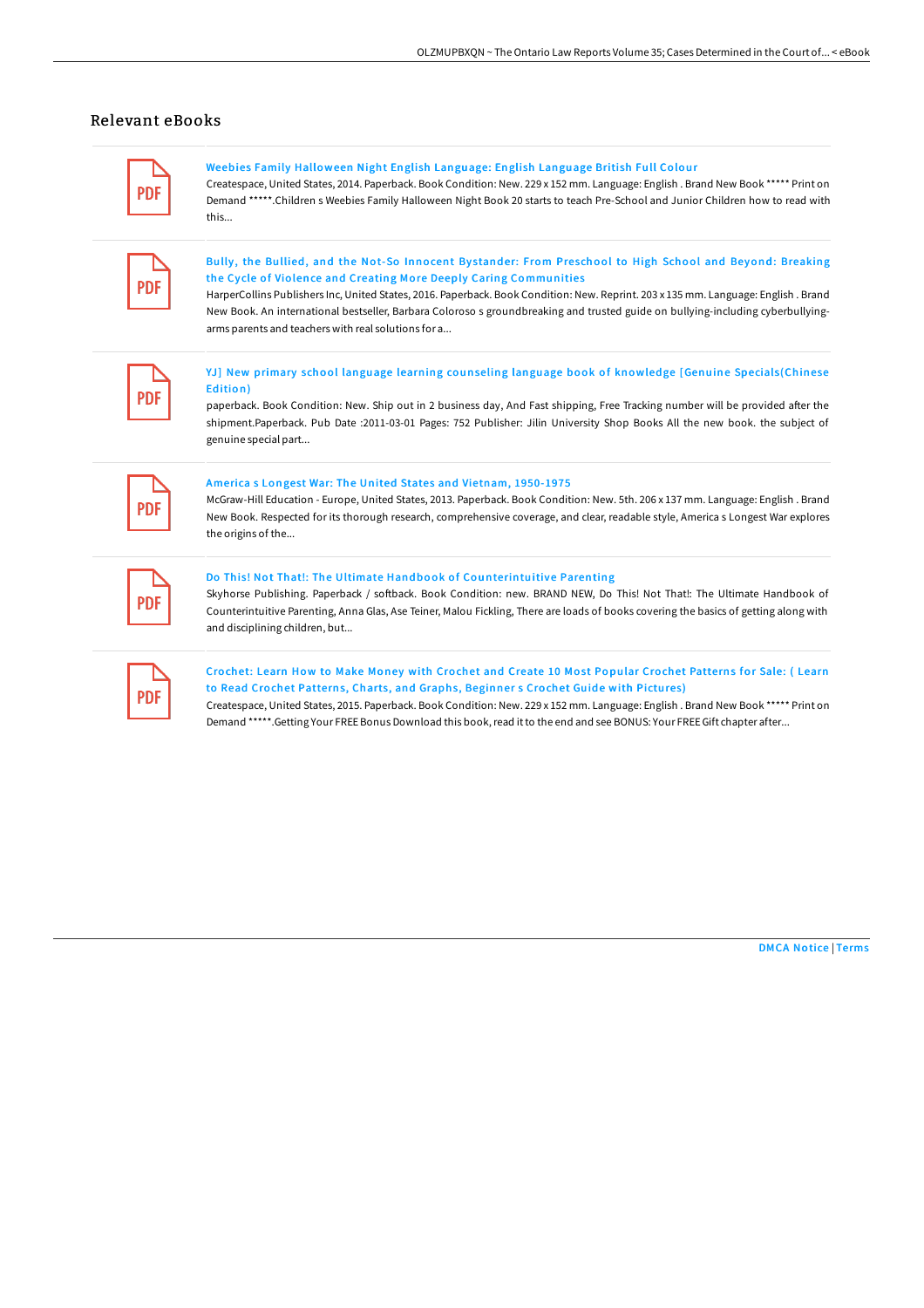## Relevant eBooks

PDF

**Weebies Family Halloween Night English Language: English Language British Full Colour**

Createspace, United States, 2014. Paperback. Book Condition: New. 229 x 152 mm. Language: English . Brand New Book ***** Print on Demand *****.Children s Weebies Family Halloween Night Book 20 starts to teach Pre-School and Junior Children how to read with this...

PDF

**Bully, the Bullied, and the Not-So Innocent Bystander: From Preschool to High School and Beyond: Breaking the Cycle of Violence and Creating More Deeply Caring Communities**

HarperCollins Publishers Inc, United States, 2016. Paperback. Book Condition: New. Reprint. 203 x 135 mm. Language: English . Brand New Book. An international bestseller, Barbara Coloroso s groundbreaking and trusted guide on bullying-including cyberbullying-arms parents and teachers with real solutions for a...

PDF

**YJ] New primary school language learning counseling language book of knowledge [Genuine Specials(Chinese Edition)**

paperback. Book Condition: New. Ship out in 2 business day, And Fast shipping, Free Tracking number will be provided after the shipment.Paperback. Pub Date :2011-03-01 Pages: 752 Publisher: Jilin University Shop Books All the new book. the subject of genuine special part...

PDF

**America s Longest War: The United States and Vietnam, 1950-1975**

McGraw-Hill Education - Europe, United States, 2013. Paperback. Book Condition: New. 5th. 206 x 137 mm. Language: English . Brand New Book. Respected for its thorough research, comprehensive coverage, and clear, readable style, America s Longest War explores the origins of the...

PDF

**Do This! Not That!: The Ultimate Handbook of Counterintuitive Parenting**

Skyhorse Publishing. Paperback / softback. Book Condition: new. BRAND NEW, Do This! Not That!: The Ultimate Handbook of Counterintuitive Parenting, Anna Glas, Ase Teiner, Malou Fickling, There are loads of books covering the basics of getting along with and disciplining children, but...

PDF

**Crochet: Learn How to Make Money with Crochet and Create 10 Most Popular Crochet Patterns for Sale: ( Learn to Read Crochet Patterns, Charts, and Graphs, Beginner s Crochet Guide with Pictures)**

Createspace, United States, 2015. Paperback. Book Condition: New. 229 x 152 mm. Language: English . Brand New Book ***** Print on Demand *****.Getting Your FREE Bonus Download this book, read it to the end and see BONUS: Your FREE Gift chapter after...

DMCA Notice | Terms